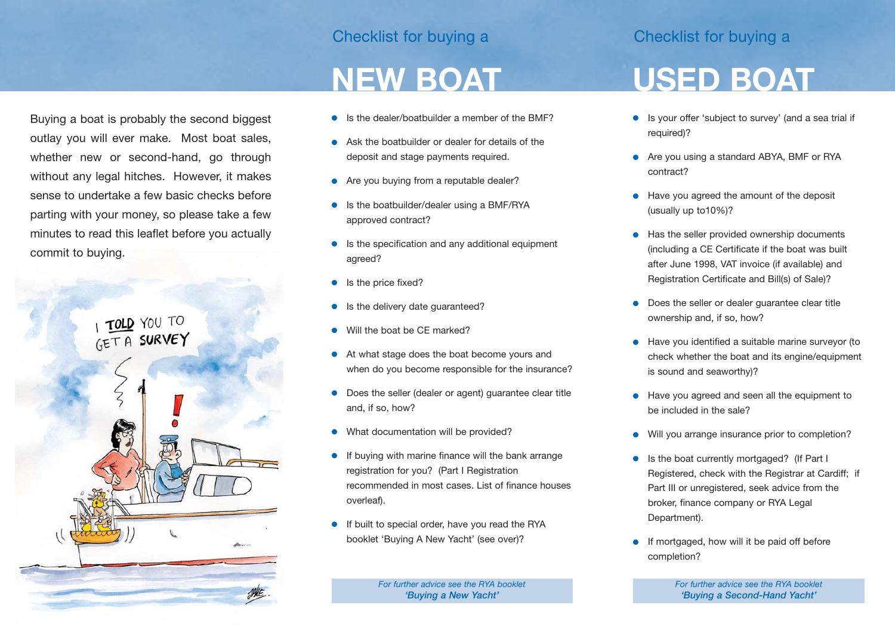Buying a boat is probably the second biggest outlay you will ever make. Most boat sales, whether new or second-hand, go through without any legal hitches. However, it makes sense to undertake a few basic checks before parting with your money, so please take a few minutes to read this leaflet before you actually commit to buying.

## Checklist for buying a

# NEW BOAT

- Is the dealer/boatbuilder a member of the BMF?
- Ask the boatbuilder or dealer for details of the deposit and stage payments required.
- Are you buying from a reputable dealer?
- Is the boatbuilder/dealer using a BMF/RYA approved contract?
- Is the specification and any additional equipment agreed?
- Is the price fixed?
- Is the delivery date guaranteed?
- Will the boat be CE marked?
- At what stage does the boat become yours and when do you become responsible for the insurance?
- Does the seller (dealer or agent) guarantee clear title and, if so, how?
- What documentation will be provided?
- If buying with marine finance will the bank arrange registration for you? (Part I Registration recommended in most cases. List of finance houses overleaf).
- If built to special order, have you read the RYA booklet 'Buying A New Yacht' (see over)?

*For further advice see the RYA booklet*
***'Buying a New Yacht'***

## Checklist for buying a

# USED BOAT

- Is your offer 'subject to survey' (and a sea trial if required)?
- Are you using a standard ABYA, BMF or RYA contract?
- Have you agreed the amount of the deposit (usually up to10%)?
- Has the seller provided ownership documents (including a CE Certificate if the boat was built after June 1998, VAT invoice (if available) and Registration Certificate and Bill(s) of Sale)?
- Does the seller or dealer guarantee clear title ownership and, if so, how?
- Have you identified a suitable marine surveyor (to check whether the boat and its engine/equipment is sound and seaworthy)?
- Have you agreed and seen all the equipment to be included in the sale?
- Will you arrange insurance prior to completion?
- Is the boat currently mortgaged? (If Part I Registered, check with the Registrar at Cardiff; if Part III or unregistered, seek advice from the broker, finance company or RYA Legal Department).
- If mortgaged, how will it be paid off before completion?

*For further advice see the RYA booklet*
***'Buying a Second-Hand Yacht'***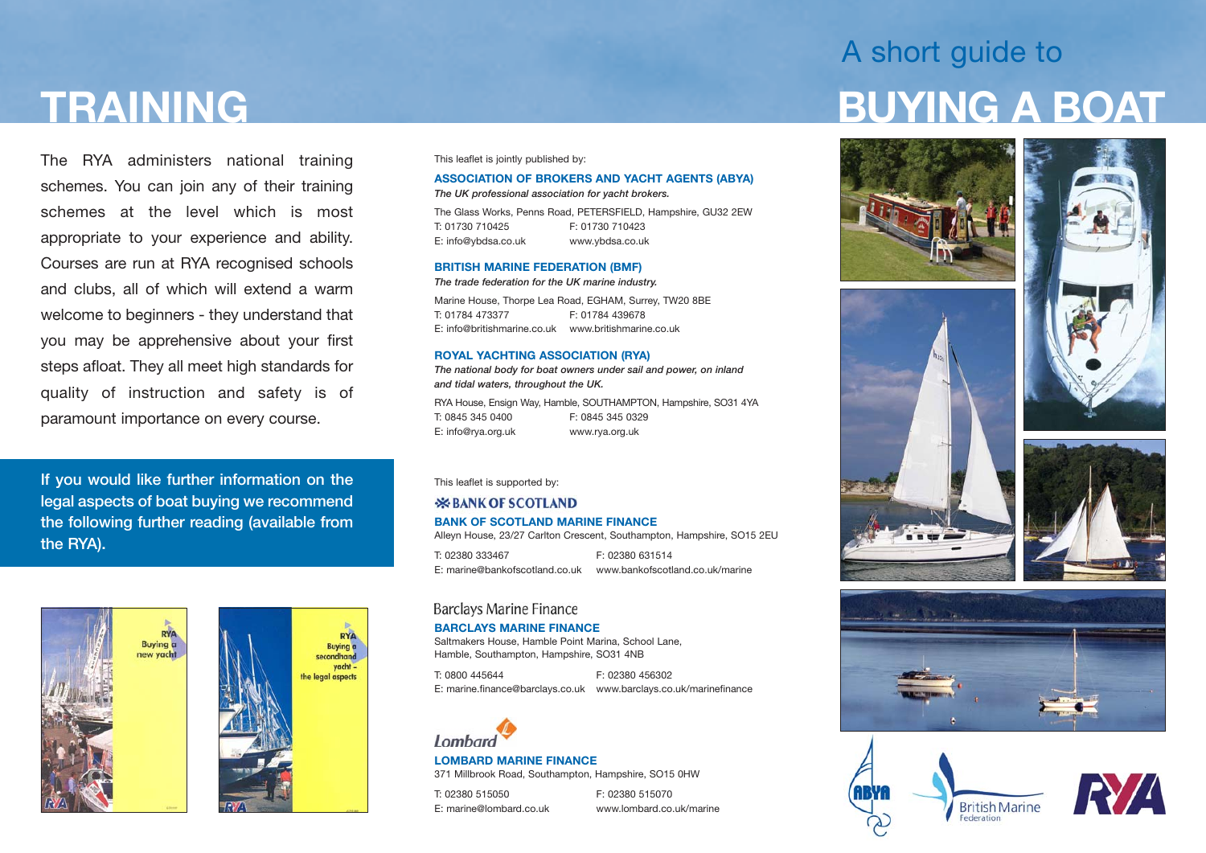# TRAINING

The RYA administers national training schemes. You can join any of their training schemes at the level which is most appropriate to your experience and ability. Courses are run at RYA recognised schools and clubs, all of which will extend a warm welcome to beginners - they understand that you may be apprehensive about your first steps afloat. They all meet high standards for quality of instruction and safety is of paramount importance on every course.

**If you would like further information on the legal aspects of boat buying we recommend the following further reading (available from the RYA).**

RYA Buying a new yacht

RYA Buying a secondhand yacht - the legal aspects

This leaflet is jointly published by:

**ASSOCIATION OF BROKERS AND YACHT AGENTS (ABYA)**

***The UK professional association for yacht brokers.***

The Glass Works, Penns Road, PETERSFIELD, Hampshire, GU32 2EW
T: 01730 710425 F: 01730 710423
E: info@ybdsa.co.uk www.ybdsa.co.uk

**BRITISH MARINE FEDERATION (BMF)**

***The trade federation for the UK marine industry.***

Marine House, Thorpe Lea Road, EGHAM, Surrey, TW20 8BE
T: 01784 473377 F: 01784 439678
E: info@britishmarine.co.uk www.britishmarine.co.uk

**ROYAL YACHTING ASSOCIATION (RYA)**

***The national body for boat owners under sail and power, on inland and tidal waters, throughout the UK.***

RYA House, Ensign Way, Hamble, SOUTHAMPTON, Hampshire, SO31 4YA
T: 0845 345 0400 F: 0845 345 0329
E: info@rya.org.uk www.rya.org.uk

This leaflet is supported by:

BANK OF SCOTLAND

**BANK OF SCOTLAND MARINE FINANCE**

Alleyn House, 23/27 Carlton Crescent, Southampton, Hampshire, SO15 2EU
T: 02380 333467 F: 02380 631514
E: marine@bankofscotland.co.uk www.bankofscotland.co.uk/marine

Barclays Marine Finance

**BARCLAYS MARINE FINANCE**

Saltmakers House, Hamble Point Marina, School Lane, Hamble, Southampton, Hampshire, SO31 4NB
T: 0800 445644 F: 02380 456302
E: marine.finance@barclays.co.uk www.barclays.co.uk/marinefinance

Lombard

**LOMBARD MARINE FINANCE**

371 Millbrook Road, Southampton, Hampshire, SO15 0HW
T: 02380 515050 F: 02380 515070
E: marine@lombard.co.uk www.lombard.co.uk/marine

A short guide to

# BUYING A BOAT

ABYA

British Marine Federation

RYA